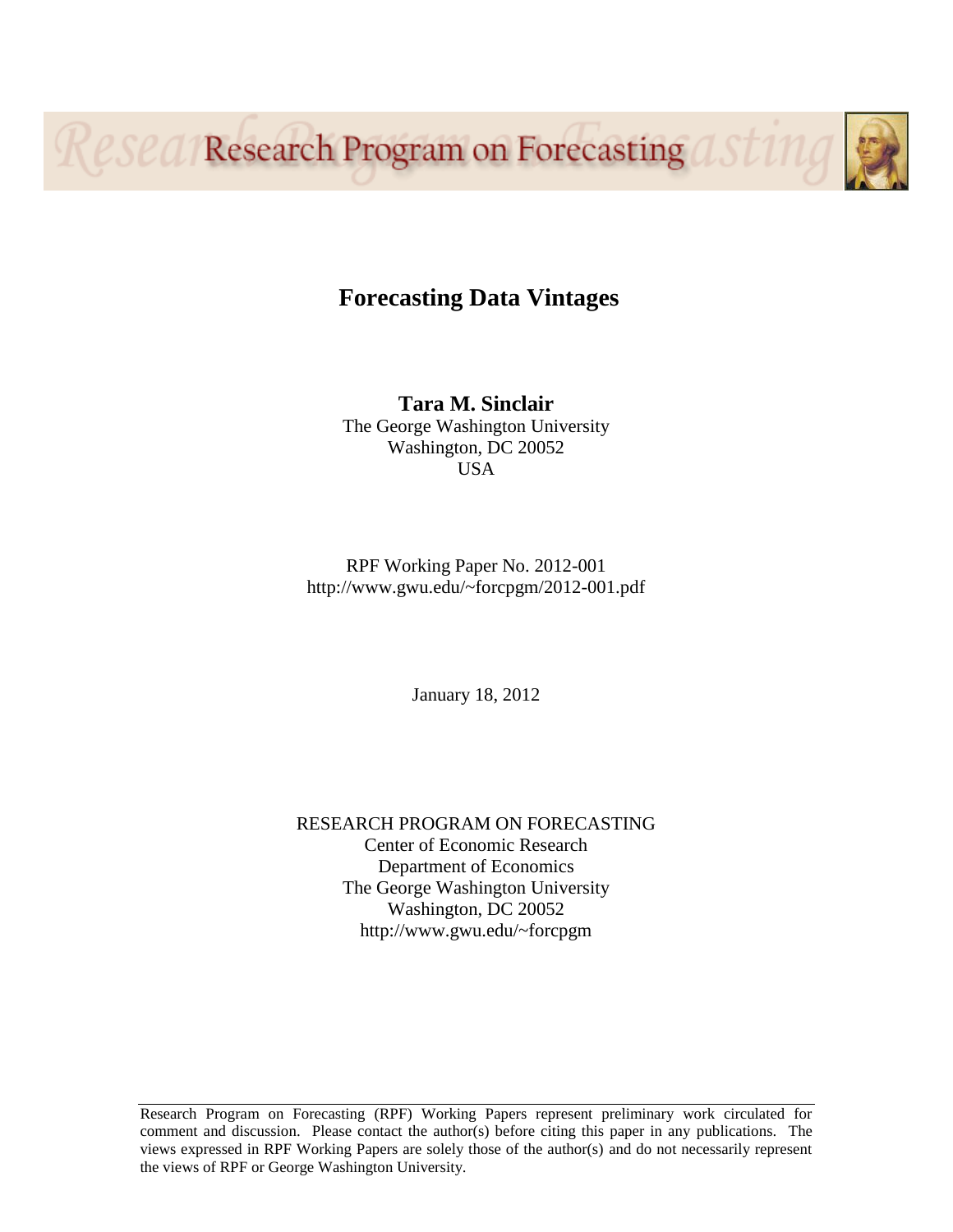Research Program on Forecasting

# Forecasting Data Vintages

**Tara M. Sinclair**
The George Washington University
Washington, DC 20052
USA

RPF Working Paper No. 2012-001
http://www.gwu.edu/~forcpgm/2012-001.pdf

January 18, 2012

RESEARCH PROGRAM ON FORECASTING
Center of Economic Research
Department of Economics
The George Washington University
Washington, DC 20052
http://www.gwu.edu/~forcpgm

Research Program on Forecasting (RPF) Working Papers represent preliminary work circulated for comment and discussion. Please contact the author(s) before citing this paper in any publications. The views expressed in RPF Working Papers are solely those of the author(s) and do not necessarily represent the views of RPF or George Washington University.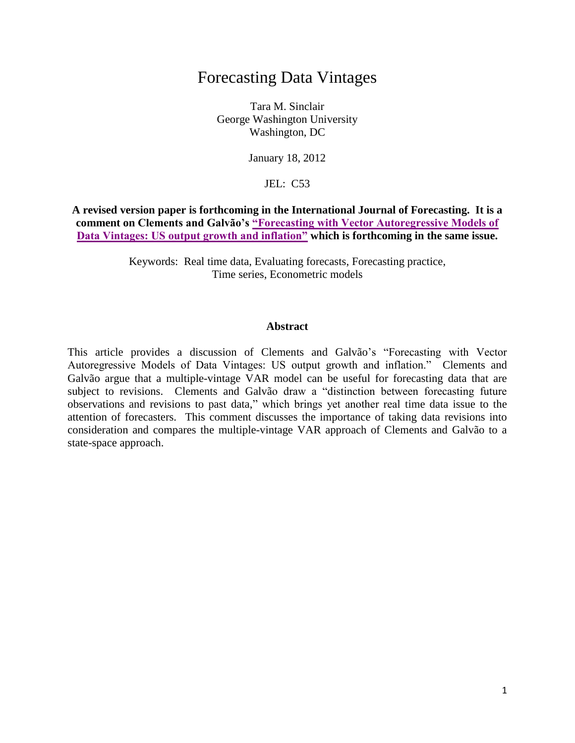# Forecasting Data Vintages

Tara M. Sinclair
George Washington University
Washington, DC

January 18, 2012

JEL: C53

**A revised version paper is forthcoming in the International Journal of Forecasting. It is a comment on Clements and Galvão's "Forecasting with Vector Autoregressive Models of Data Vintages: US output growth and inflation" which is forthcoming in the same issue.**

Keywords: Real time data, Evaluating forecasts, Forecasting practice, Time series, Econometric models

**Abstract**

This article provides a discussion of Clements and Galvão's "Forecasting with Vector Autoregressive Models of Data Vintages: US output growth and inflation." Clements and Galvão argue that a multiple-vintage VAR model can be useful for forecasting data that are subject to revisions. Clements and Galvão draw a "distinction between forecasting future observations and revisions to past data," which brings yet another real time data issue to the attention of forecasters. This comment discusses the importance of taking data revisions into consideration and compares the multiple-vintage VAR approach of Clements and Galvão to a state-space approach.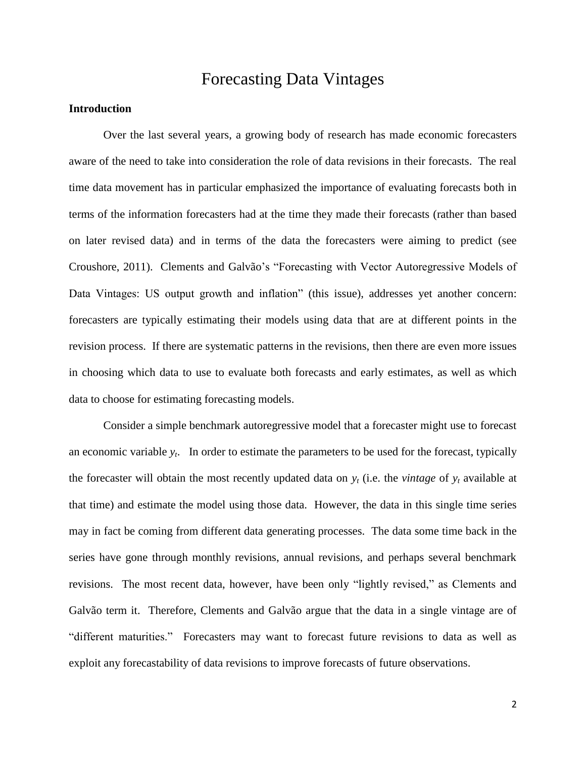# Forecasting Data Vintages

### Introduction

Over the last several years, a growing body of research has made economic forecasters aware of the need to take into consideration the role of data revisions in their forecasts. The real time data movement has in particular emphasized the importance of evaluating forecasts both in terms of the information forecasters had at the time they made their forecasts (rather than based on later revised data) and in terms of the data the forecasters were aiming to predict (see Croushore, 2011). Clements and Galvão's "Forecasting with Vector Autoregressive Models of Data Vintages: US output growth and inflation" (this issue), addresses yet another concern: forecasters are typically estimating their models using data that are at different points in the revision process. If there are systematic patterns in the revisions, then there are even more issues in choosing which data to use to evaluate both forecasts and early estimates, as well as which data to choose for estimating forecasting models.

Consider a simple benchmark autoregressive model that a forecaster might use to forecast an economic variable $y_t$. In order to estimate the parameters to be used for the forecast, typically the forecaster will obtain the most recently updated data on $y_t$ (i.e. the *vintage* of $y_t$ available at that time) and estimate the model using those data. However, the data in this single time series may in fact be coming from different data generating processes. The data some time back in the series have gone through monthly revisions, annual revisions, and perhaps several benchmark revisions. The most recent data, however, have been only "lightly revised," as Clements and Galvão term it. Therefore, Clements and Galvão argue that the data in a single vintage are of "different maturities." Forecasters may want to forecast future revisions to data as well as exploit any forecastability of data revisions to improve forecasts of future observations.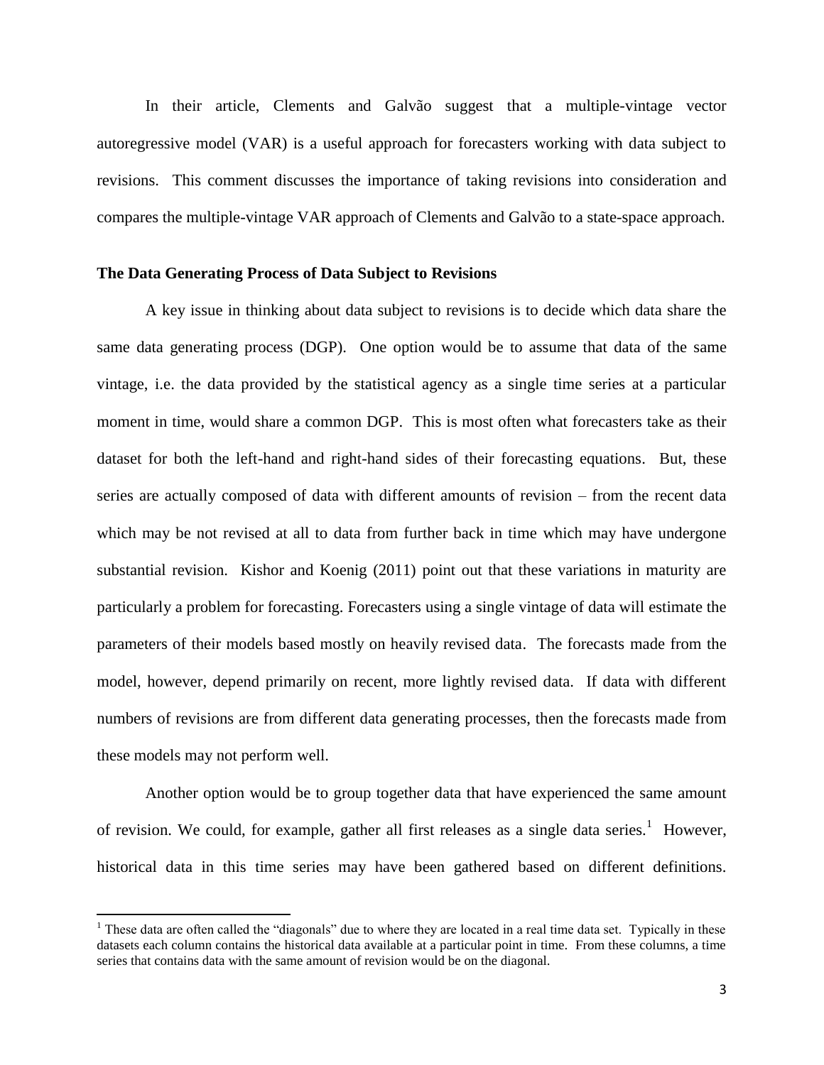In their article, Clements and Galvão suggest that a multiple-vintage vector autoregressive model (VAR) is a useful approach for forecasters working with data subject to revisions. This comment discusses the importance of taking revisions into consideration and compares the multiple-vintage VAR approach of Clements and Galvão to a state-space approach.

## The Data Generating Process of Data Subject to Revisions

A key issue in thinking about data subject to revisions is to decide which data share the same data generating process (DGP). One option would be to assume that data of the same vintage, i.e. the data provided by the statistical agency as a single time series at a particular moment in time, would share a common DGP. This is most often what forecasters take as their dataset for both the left-hand and right-hand sides of their forecasting equations. But, these series are actually composed of data with different amounts of revision – from the recent data which may be not revised at all to data from further back in time which may have undergone substantial revision. Kishor and Koenig (2011) point out that these variations in maturity are particularly a problem for forecasting. Forecasters using a single vintage of data will estimate the parameters of their models based mostly on heavily revised data. The forecasts made from the model, however, depend primarily on recent, more lightly revised data. If data with different numbers of revisions are from different data generating processes, then the forecasts made from these models may not perform well.

Another option would be to group together data that have experienced the same amount of revision. We could, for example, gather all first releases as a single data series.[1] However, historical data in this time series may have been gathered based on different definitions.

[1] These data are often called the "diagonals" due to where they are located in a real time data set. Typically in these datasets each column contains the historical data available at a particular point in time. From these columns, a time series that contains data with the same amount of revision would be on the diagonal.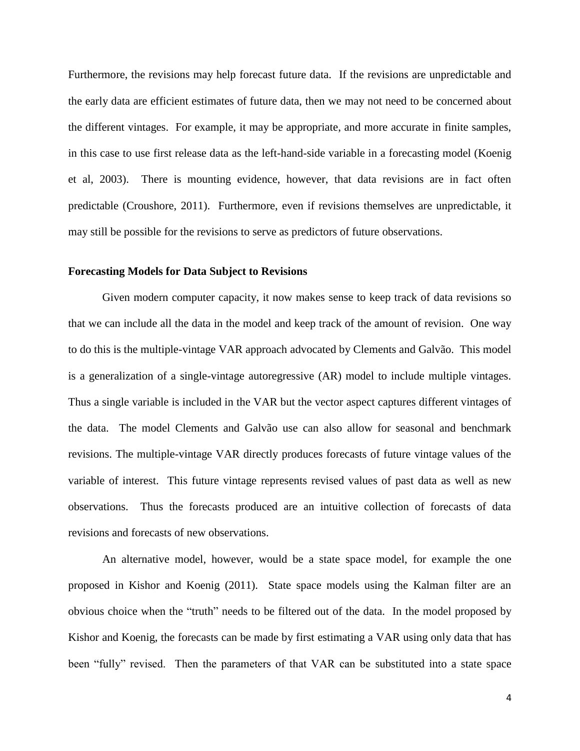Furthermore, the revisions may help forecast future data. If the revisions are unpredictable and the early data are efficient estimates of future data, then we may not need to be concerned about the different vintages. For example, it may be appropriate, and more accurate in finite samples, in this case to use first release data as the left-hand-side variable in a forecasting model (Koenig et al, 2003). There is mounting evidence, however, that data revisions are in fact often predictable (Croushore, 2011). Furthermore, even if revisions themselves are unpredictable, it may still be possible for the revisions to serve as predictors of future observations.

**Forecasting Models for Data Subject to Revisions**

Given modern computer capacity, it now makes sense to keep track of data revisions so that we can include all the data in the model and keep track of the amount of revision. One way to do this is the multiple-vintage VAR approach advocated by Clements and Galvão. This model is a generalization of a single-vintage autoregressive (AR) model to include multiple vintages. Thus a single variable is included in the VAR but the vector aspect captures different vintages of the data. The model Clements and Galvão use can also allow for seasonal and benchmark revisions. The multiple-vintage VAR directly produces forecasts of future vintage values of the variable of interest. This future vintage represents revised values of past data as well as new observations. Thus the forecasts produced are an intuitive collection of forecasts of data revisions and forecasts of new observations.

An alternative model, however, would be a state space model, for example the one proposed in Kishor and Koenig (2011). State space models using the Kalman filter are an obvious choice when the "truth" needs to be filtered out of the data. In the model proposed by Kishor and Koenig, the forecasts can be made by first estimating a VAR using only data that has been "fully" revised. Then the parameters of that VAR can be substituted into a state space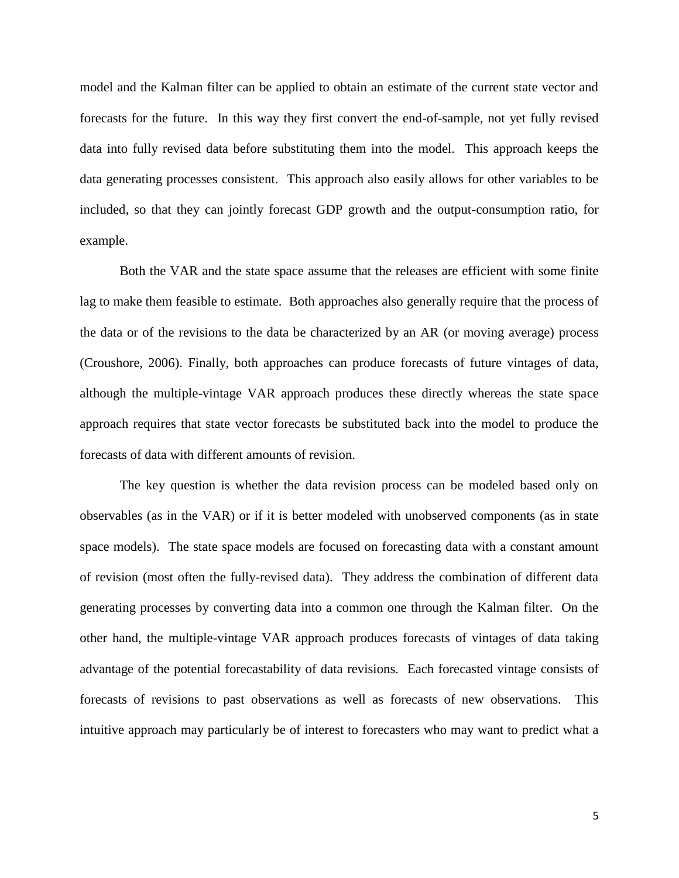model and the Kalman filter can be applied to obtain an estimate of the current state vector and forecasts for the future. In this way they first convert the end-of-sample, not yet fully revised data into fully revised data before substituting them into the model. This approach keeps the data generating processes consistent. This approach also easily allows for other variables to be included, so that they can jointly forecast GDP growth and the output-consumption ratio, for example.

Both the VAR and the state space assume that the releases are efficient with some finite lag to make them feasible to estimate. Both approaches also generally require that the process of the data or of the revisions to the data be characterized by an AR (or moving average) process (Croushore, 2006). Finally, both approaches can produce forecasts of future vintages of data, although the multiple-vintage VAR approach produces these directly whereas the state space approach requires that state vector forecasts be substituted back into the model to produce the forecasts of data with different amounts of revision.

The key question is whether the data revision process can be modeled based only on observables (as in the VAR) or if it is better modeled with unobserved components (as in state space models). The state space models are focused on forecasting data with a constant amount of revision (most often the fully-revised data). They address the combination of different data generating processes by converting data into a common one through the Kalman filter. On the other hand, the multiple-vintage VAR approach produces forecasts of vintages of data taking advantage of the potential forecastability of data revisions. Each forecasted vintage consists of forecasts of revisions to past observations as well as forecasts of new observations. This intuitive approach may particularly be of interest to forecasters who may want to predict what a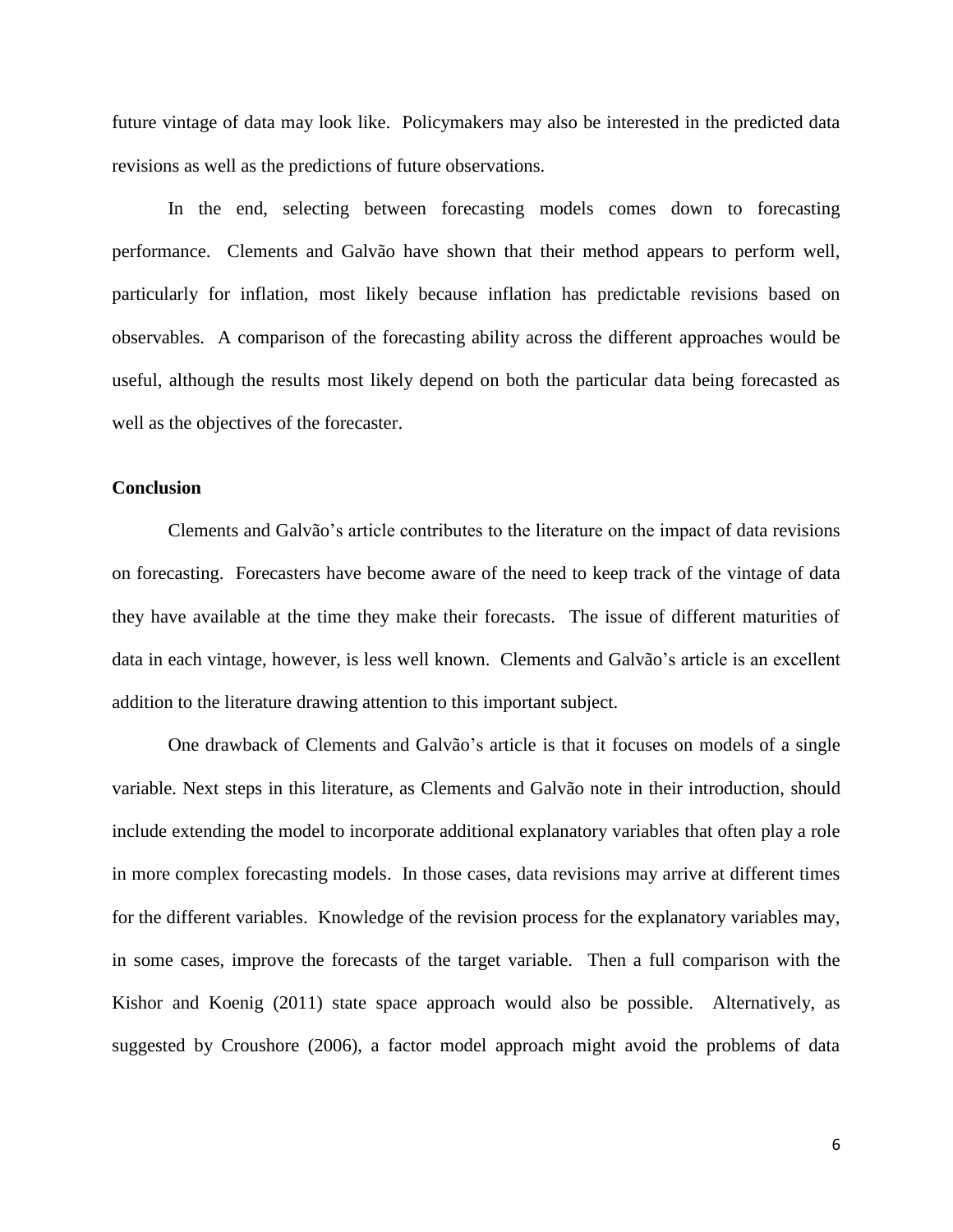future vintage of data may look like. Policymakers may also be interested in the predicted data revisions as well as the predictions of future observations.

In the end, selecting between forecasting models comes down to forecasting performance. Clements and Galvão have shown that their method appears to perform well, particularly for inflation, most likely because inflation has predictable revisions based on observables. A comparison of the forecasting ability across the different approaches would be useful, although the results most likely depend on both the particular data being forecasted as well as the objectives of the forecaster.

**Conclusion**

Clements and Galvão's article contributes to the literature on the impact of data revisions on forecasting. Forecasters have become aware of the need to keep track of the vintage of data they have available at the time they make their forecasts. The issue of different maturities of data in each vintage, however, is less well known. Clements and Galvão's article is an excellent addition to the literature drawing attention to this important subject.

One drawback of Clements and Galvão's article is that it focuses on models of a single variable. Next steps in this literature, as Clements and Galvão note in their introduction, should include extending the model to incorporate additional explanatory variables that often play a role in more complex forecasting models. In those cases, data revisions may arrive at different times for the different variables. Knowledge of the revision process for the explanatory variables may, in some cases, improve the forecasts of the target variable. Then a full comparison with the Kishor and Koenig (2011) state space approach would also be possible. Alternatively, as suggested by Croushore (2006), a factor model approach might avoid the problems of data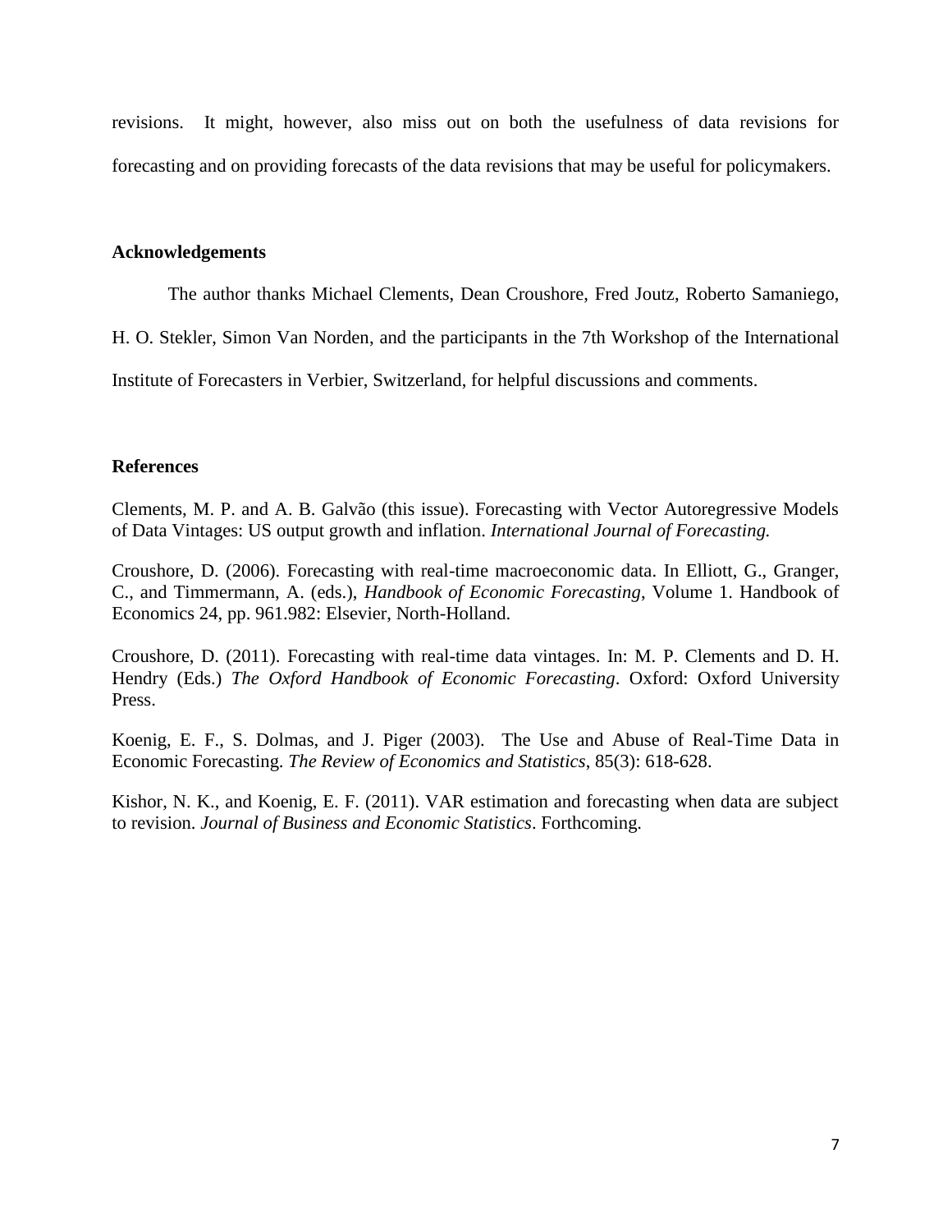revisions. It might, however, also miss out on both the usefulness of data revisions for forecasting and on providing forecasts of the data revisions that may be useful for policymakers.

## Acknowledgements

The author thanks Michael Clements, Dean Croushore, Fred Joutz, Roberto Samaniego, H. O. Stekler, Simon Van Norden, and the participants in the 7th Workshop of the International Institute of Forecasters in Verbier, Switzerland, for helpful discussions and comments.

## References

Clements, M. P. and A. B. Galvão (this issue). Forecasting with Vector Autoregressive Models of Data Vintages: US output growth and inflation. *International Journal of Forecasting.*

Croushore, D. (2006). Forecasting with real-time macroeconomic data. In Elliott, G., Granger, C., and Timmermann, A. (eds.), *Handbook of Economic Forecasting*, Volume 1. Handbook of Economics 24, pp. 961.982: Elsevier, North-Holland.

Croushore, D. (2011). Forecasting with real-time data vintages. In: M. P. Clements and D. H. Hendry (Eds.) *The Oxford Handbook of Economic Forecasting*. Oxford: Oxford University Press.

Koenig, E. F., S. Dolmas, and J. Piger (2003). The Use and Abuse of Real-Time Data in Economic Forecasting. *The Review of Economics and Statistics*, 85(3): 618-628.

Kishor, N. K., and Koenig, E. F. (2011). VAR estimation and forecasting when data are subject to revision. *Journal of Business and Economic Statistics*. Forthcoming.